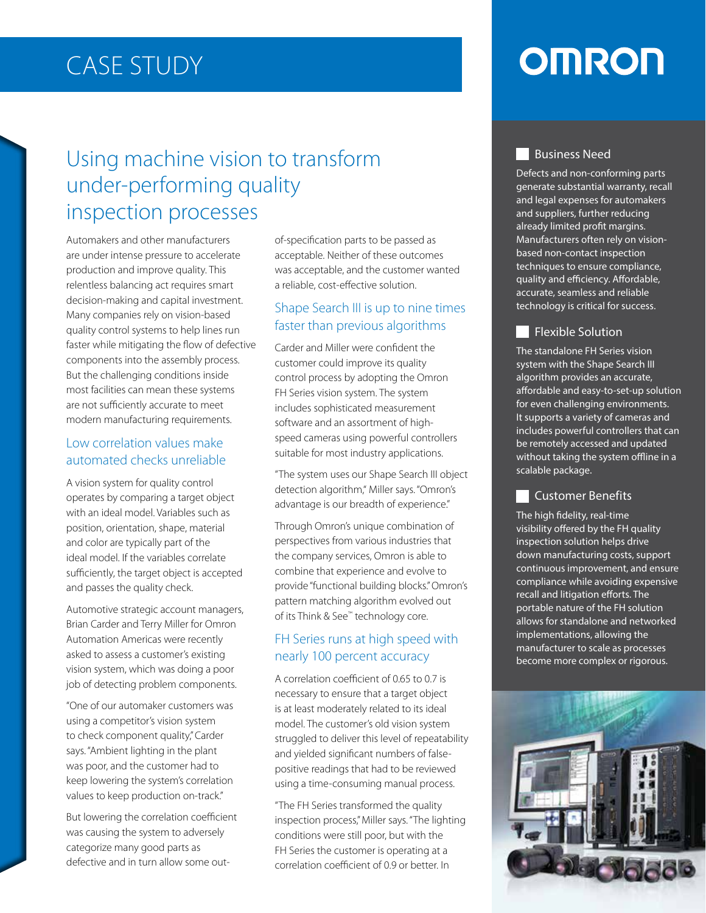# CASE STUDY

OMRON

## Using machine vision to transform under-performing quality inspection processes

Automakers and other manufacturers are under intense pressure to accelerate production and improve quality. This relentless balancing act requires smart decision-making and capital investment. Many companies rely on vision-based quality control systems to help lines run faster while mitigating the flow of defective components into the assembly process. But the challenging conditions inside most facilities can mean these systems are not sufficiently accurate to meet modern manufacturing requirements.

### Low correlation values make automated checks unreliable

A vision system for quality control operates by comparing a target object with an ideal model. Variables such as position, orientation, shape, material and color are typically part of the ideal model. If the variables correlate sufficiently, the target object is accepted and passes the quality check.

Automotive strategic account managers, Brian Carder and Terry Miller for Omron Automation Americas were recently asked to assess a customer's existing vision system, which was doing a poor job of detecting problem components.

"One of our automaker customers was using a competitor's vision system to check component quality," Carder says. "Ambient lighting in the plant was poor, and the customer had to keep lowering the system's correlation values to keep production on-track."

But lowering the correlation coefficient was causing the system to adversely categorize many good parts as defective and in turn allow some out-of-specification parts to be passed as acceptable. Neither of these outcomes was acceptable, and the customer wanted a reliable, cost-effective solution.

### Shape Search III is up to nine times faster than previous algorithms

Carder and Miller were confident the customer could improve its quality control process by adopting the Omron FH Series vision system. The system includes sophisticated measurement software and an assortment of high-speed cameras using powerful controllers suitable for most industry applications.

"The system uses our Shape Search III object detection algorithm," Miller says. "Omron's advantage is our breadth of experience."

Through Omron's unique combination of perspectives from various industries that the company services, Omron is able to combine that experience and evolve to provide "functional building blocks." Omron's pattern matching algorithm evolved out of its Think & See™ technology core.

### FH Series runs at high speed with nearly 100 percent accuracy

A correlation coefficient of 0.65 to 0.7 is necessary to ensure that a target object is at least moderately related to its ideal model. The customer's old vision system struggled to deliver this level of repeatability and yielded significant numbers of false-positive readings that had to be reviewed using a time-consuming manual process.

"The FH Series transformed the quality inspection process," Miller says. "The lighting conditions were still poor, but with the FH Series the customer is operating at a correlation coefficient of 0.9 or better. In

### Business Need

Defects and non-conforming parts generate substantial warranty, recall and legal expenses for automakers and suppliers, further reducing already limited profit margins. Manufacturers often rely on vision-based non-contact inspection techniques to ensure compliance, quality and efficiency. Affordable, accurate, seamless and reliable technology is critical for success.

### Flexible Solution

The standalone FH Series vision system with the Shape Search III algorithm provides an accurate, affordable and easy-to-set-up solution for even challenging environments. It supports a variety of cameras and includes powerful controllers that can be remotely accessed and updated without taking the system offline in a scalable package.

### Customer Benefits

The high fidelity, real-time visibility offered by the FH quality inspection solution helps drive down manufacturing costs, support continuous improvement, and ensure compliance while avoiding expensive recall and litigation efforts. The portable nature of the FH solution allows for standalone and networked implementations, allowing the manufacturer to scale as processes become more complex or rigorous.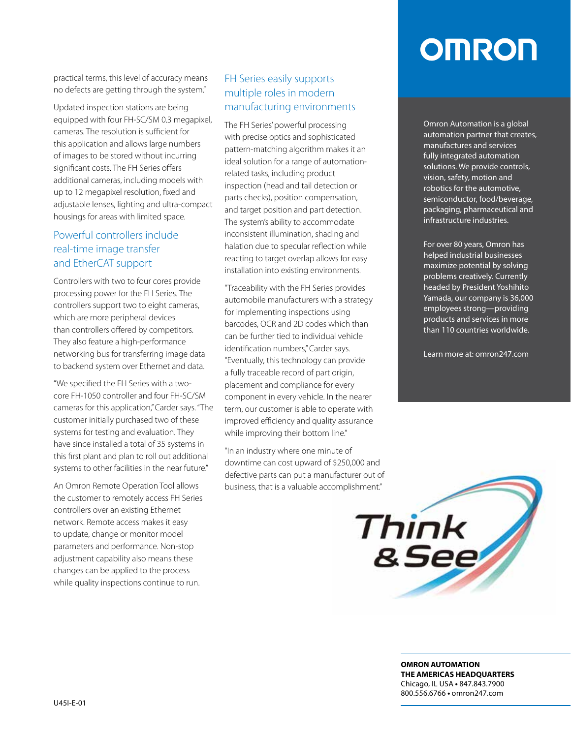practical terms, this level of accuracy means no defects are getting through the system."

Updated inspection stations are being equipped with four FH-SC/SM 0.3 megapixel, cameras. The resolution is sufficient for this application and allows large numbers of images to be stored without incurring significant costs. The FH Series offers additional cameras, including models with up to 12 megapixel resolution, fixed and adjustable lenses, lighting and ultra-compact housings for areas with limited space.

## Powerful controllers include real-time image transfer and EtherCAT support

Controllers with two to four cores provide processing power for the FH Series. The controllers support two to eight cameras, which are more peripheral devices than controllers offered by competitors. They also feature a high-performance networking bus for transferring image data to backend system over Ethernet and data.

"We specified the FH Series with a two-core FH-1050 controller and four FH-SC/SM cameras for this application," Carder says. "The customer initially purchased two of these systems for testing and evaluation. They have since installed a total of 35 systems in this first plant and plan to roll out additional systems to other facilities in the near future."

An Omron Remote Operation Tool allows the customer to remotely access FH Series controllers over an existing Ethernet network. Remote access makes it easy to update, change or monitor model parameters and performance. Non-stop adjustment capability also means these changes can be applied to the process while quality inspections continue to run.

## FH Series easily supports multiple roles in modern manufacturing environments

The FH Series' powerful processing with precise optics and sophisticated pattern-matching algorithm makes it an ideal solution for a range of automation-related tasks, including product inspection (head and tail detection or parts checks), position compensation, and target position and part detection. The system's ability to accommodate inconsistent illumination, shading and halation due to specular reflection while reacting to target overlap allows for easy installation into existing environments.

"Traceability with the FH Series provides automobile manufacturers with a strategy for implementing inspections using barcodes, OCR and 2D codes which than can be further tied to individual vehicle identification numbers," Carder says. "Eventually, this technology can provide a fully traceable record of part origin, placement and compliance for every component in every vehicle. In the nearer term, our customer is able to operate with improved efficiency and quality assurance while improving their bottom line."

"In an industry where one minute of downtime can cost upward of $250,000 and defective parts can put a manufacturer out of business, that is a valuable accomplishment."

OMRON

Omron Automation is a global automation partner that creates, manufactures and services fully integrated automation solutions. We provide controls, vision, safety, motion and robotics for the automotive, semiconductor, food/beverage, packaging, pharmaceutical and infrastructure industries.

For over 80 years, Omron has helped industrial businesses maximize potential by solving problems creatively. Currently headed by President Yoshihito Yamada, our company is 36,000 employees strong—providing products and services in more than 110 countries worldwide.

Learn more at: omron247.com

Think & See

**OMRON AUTOMATION**
**THE AMERICAS HEADQUARTERS**
Chicago, IL USA • 847.843.7900
800.556.6766 • omron247.com

U45I-E-01